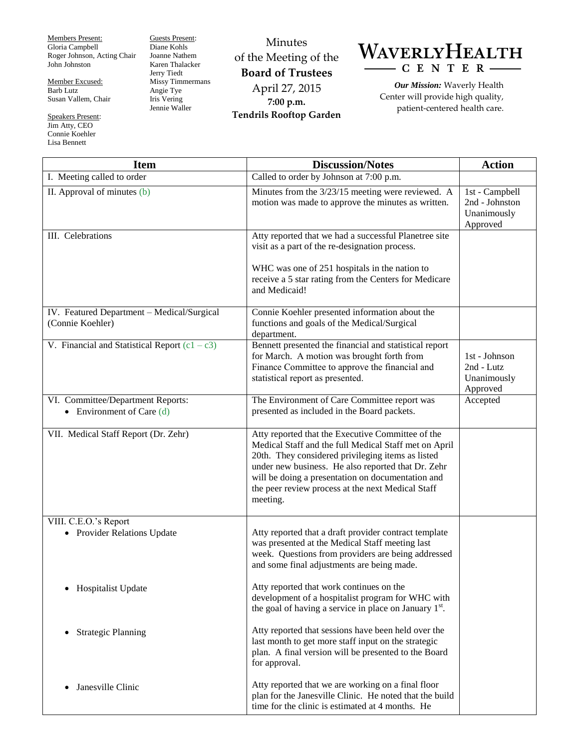Members Present:
Gloria Campbell
Roger Johnson, Acting Chair
John Johnston

Member Excused:
Barb Lutz
Susan Vallem, Chair

Speakers Present:
Jim Atty, CEO
Connie Koehler
Lisa Bennett

Guests Present:
Diane Kohls
Joanne Nathem
Karen Thalacker
Jerry Tiedt
Missy Timmermans
Angie Tye
Iris Vering
Jennie Waller

# Minutes of the Meeting of the Board of Trustees

April 27, 2015
**7:00 p.m.**
**Tendrils Rooftop Garden**

**WAVERLY HEALTH CENTER**

***Our Mission:*** Waverly Health Center will provide high quality, patient-centered health care.

| Item | Discussion/Notes | Action |
|---|---|---|
| I. Meeting called to order | Called to order by Johnson at 7:00 p.m. | |
| II. Approval of minutes (b) | Minutes from the 3/23/15 meeting were reviewed. A motion was made to approve the minutes as written. | 1st - Campbell<br>2nd - Johnston<br>Unanimously Approved |
| III. Celebrations | Atty reported that we had a successful Planetree site visit as a part of the re-designation process.<br><br>WHC was one of 251 hospitals in the nation to receive a 5 star rating from the Centers for Medicare and Medicaid! | |
| IV. Featured Department – Medical/Surgical (Connie Koehler) | Connie Koehler presented information about the functions and goals of the Medical/Surgical department. | |
| V. Financial and Statistical Report (c1 – c3) | Bennett presented the financial and statistical report for March. A motion was brought forth from Finance Committee to approve the financial and statistical report as presented. | 1st - Johnson<br>2nd - Lutz<br>Unanimously Approved |
| VI. Committee/Department Reports:<br>• Environment of Care (d) | The Environment of Care Committee report was presented as included in the Board packets. | Accepted |
| VII. Medical Staff Report (Dr. Zehr) | Atty reported that the Executive Committee of the Medical Staff and the full Medical Staff met on April 20th. They considered privileging items as listed under new business. He also reported that Dr. Zehr will be doing a presentation on documentation and the peer review process at the next Medical Staff meeting. | |
| VIII. C.E.O.'s Report<br>• Provider Relations Update | Atty reported that a draft provider contract template was presented at the Medical Staff meeting last week. Questions from providers are being addressed and some final adjustments are being made. | |
| • Hospitalist Update | Atty reported that work continues on the development of a hospitalist program for WHC with the goal of having a service in place on January 1st. | |
| • Strategic Planning | Atty reported that sessions have been held over the last month to get more staff input on the strategic plan. A final version will be presented to the Board for approval. | |
| • Janesville Clinic | Atty reported that we are working on a final floor plan for the Janesville Clinic. He noted that the build time for the clinic is estimated at 4 months. He | |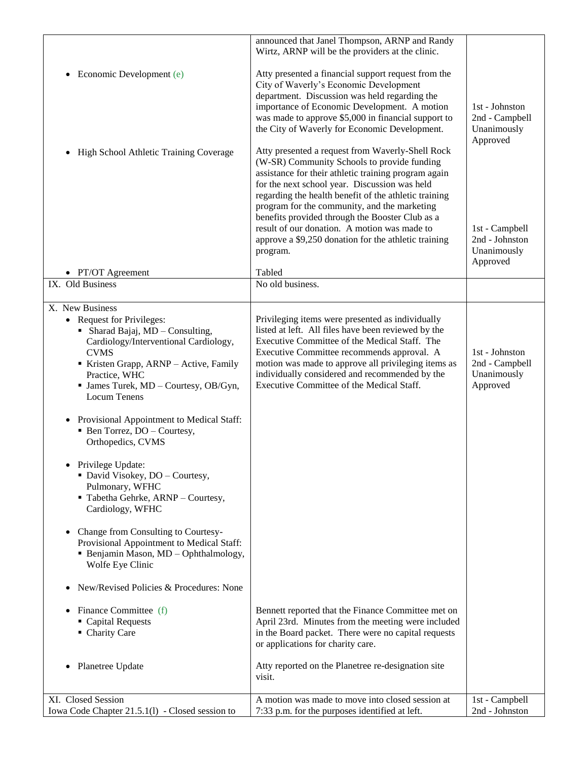| | | |
|---|---|---|
| | announced that Janel Thompson, ARNP and Randy Wirtz, ARNP will be the providers at the clinic. | |
| • Economic Development (e) | Atty presented a financial support request from the City of Waverly's Economic Development department. Discussion was held regarding the importance of Economic Development. A motion was made to approve $5,000 in financial support to the City of Waverly for Economic Development. | 1st - Johnston<br>2nd - Campbell<br>Unanimously Approved |
| • High School Athletic Training Coverage | Atty presented a request from Waverly-Shell Rock (W-SR) Community Schools to provide funding assistance for their athletic training program again for the next school year. Discussion was held regarding the health benefit of the athletic training program for the community, and the marketing benefits provided through the Booster Club as a result of our donation. A motion was made to approve a $9,250 donation for the athletic training program. | 1st - Campbell<br>2nd - Johnston<br>Unanimously Approved |
| • PT/OT Agreement | Tabled | |
| IX. Old Business | No old business. | |
| X. New Business<br>• Request for Privileges:<br>▪ Sharad Bajaj, MD – Consulting, Cardiology/Interventional Cardiology, CVMS<br>▪ Kristen Grapp, ARNP – Active, Family Practice, WHC<br>▪ James Turek, MD – Courtesy, OB/Gyn, Locum Tenens<br><br>• Provisional Appointment to Medical Staff:<br>▪ Ben Torrez, DO – Courtesy, Orthopedics, CVMS<br><br>• Privilege Update:<br>▪ David Visokey, DO – Courtesy, Pulmonary, WFHC<br>▪ Tabetha Gehrke, ARNP – Courtesy, Cardiology, WFHC<br><br>• Change from Consulting to Courtesy-Provisional Appointment to Medical Staff:<br>▪ Benjamin Mason, MD – Ophthalmology, Wolfe Eye Clinic<br><br>• New/Revised Policies & Procedures: None | Privileging items were presented as individually listed at left. All files have been reviewed by the Executive Committee of the Medical Staff. The Executive Committee recommends approval. A motion was made to approve all privileging items as individually considered and recommended by the Executive Committee of the Medical Staff. | 1st - Johnston<br>2nd - Campbell<br>Unanimously Approved |
| • Finance Committee (f)<br>▪ Capital Requests<br>▪ Charity Care | Bennett reported that the Finance Committee met on April 23rd. Minutes from the meeting were included in the Board packet. There were no capital requests or applications for charity care. | |
| • Planetree Update | Atty reported on the Planetree re-designation site visit. | |
| XI. Closed Session<br>Iowa Code Chapter 21.5.1(l) - Closed session to | A motion was made to move into closed session at 7:33 p.m. for the purposes identified at left. | 1st - Campbell<br>2nd - Johnston |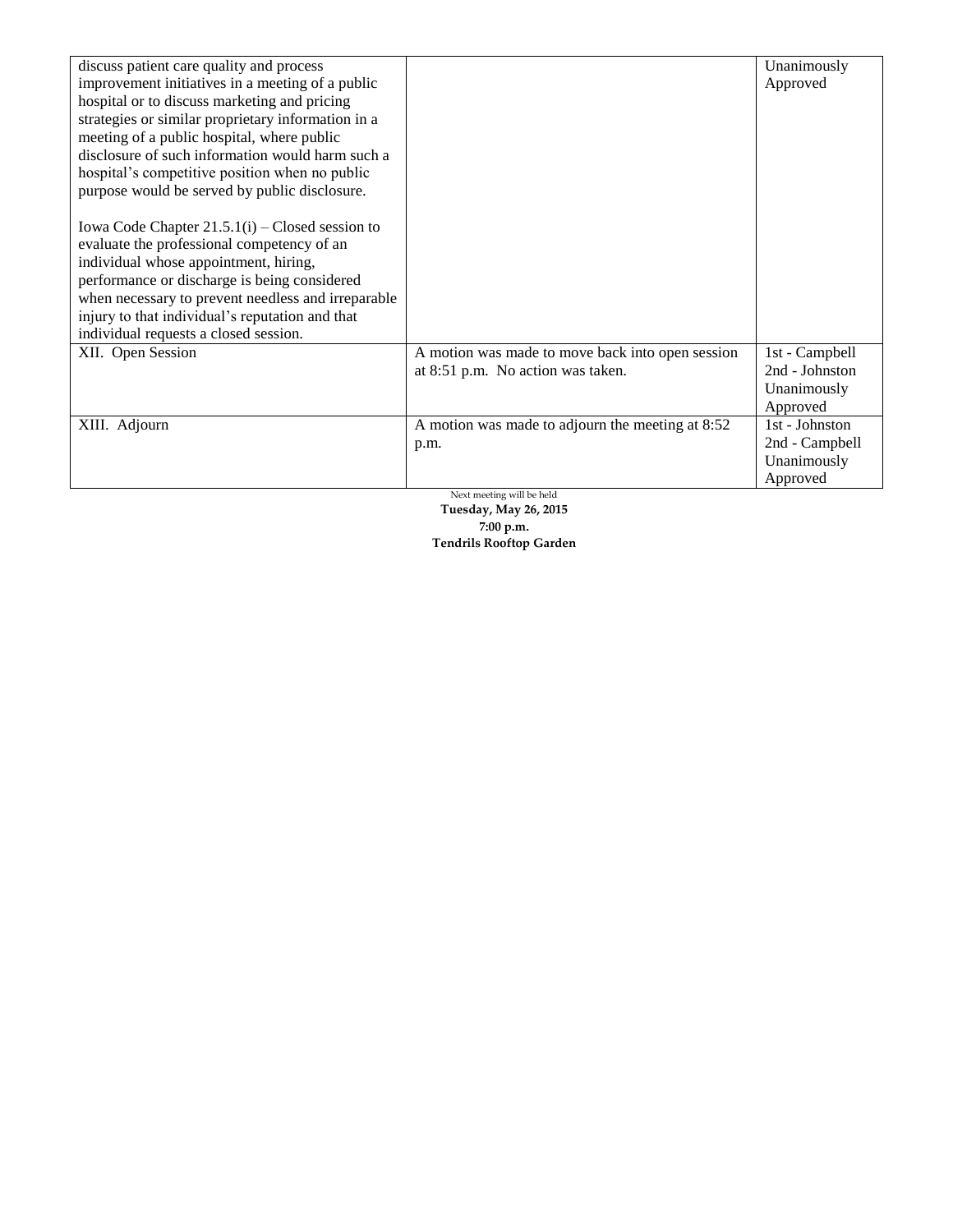| | | |
|---|---|---|
| discuss patient care quality and process improvement initiatives in a meeting of a public hospital or to discuss marketing and pricing strategies or similar proprietary information in a meeting of a public hospital, where public disclosure of such information would harm such a hospital's competitive position when no public purpose would be served by public disclosure.<br><br>Iowa Code Chapter 21.5.1(i) – Closed session to evaluate the professional competency of an individual whose appointment, hiring, performance or discharge is being considered when necessary to prevent needless and irreparable injury to that individual's reputation and that individual requests a closed session. | | Unanimously Approved |
| XII. Open Session | A motion was made to move back into open session at 8:51 p.m. No action was taken. | 1st - Campbell<br>2nd - Johnston<br>Unanimously Approved |
| XIII. Adjourn | A motion was made to adjourn the meeting at 8:52 p.m. | 1st - Johnston<br>2nd - Campbell<br>Unanimously Approved |

Next meeting will be held

**Tuesday, May 26, 2015**

**7:00 p.m.**

**Tendrils Rooftop Garden**